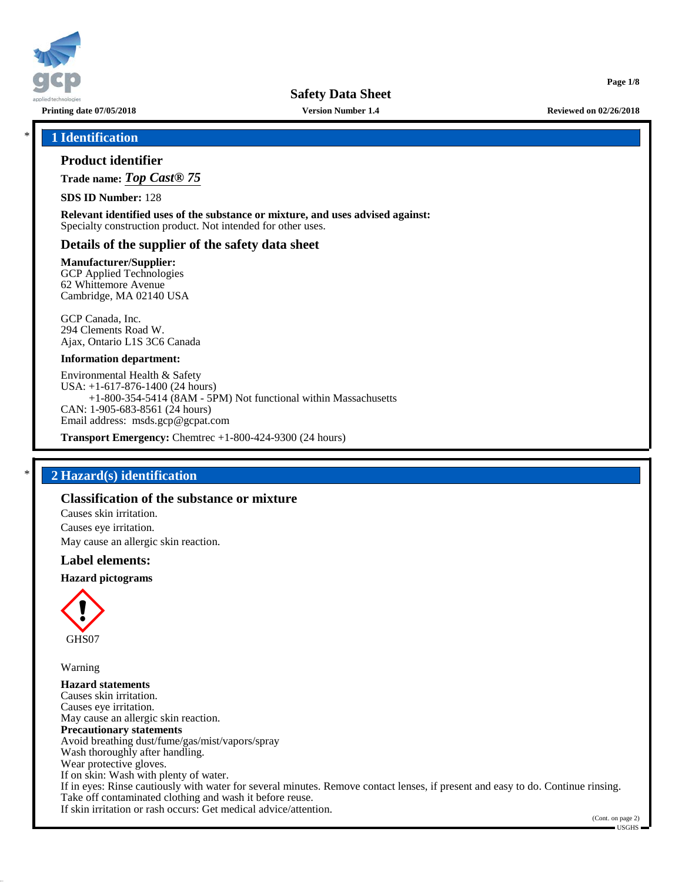Safety Data Sheet

Printing date 07/05/2018 | Version Number 1.4 | Reviewed on 02/26/2018

## * 1 Identification

### Product identifier

**Trade name:** ***Top Cast® 75***

**SDS ID Number:** 128

**Relevant identified uses of the substance or mixture, and uses advised against:**
Specialty construction product. Not intended for other uses.

### Details of the supplier of the safety data sheet

**Manufacturer/Supplier:**
GCP Applied Technologies
62 Whittemore Avenue
Cambridge, MA 02140 USA

GCP Canada, Inc.
294 Clements Road W.
Ajax, Ontario L1S 3C6 Canada

**Information department:**

Environmental Health & Safety
USA: +1-617-876-1400 (24 hours)
+1-800-354-5414 (8AM - 5PM) Not functional within Massachusetts
CAN: 1-905-683-8561 (24 hours)
Email address: msds.gcp@gcpat.com

**Transport Emergency:** Chemtrec +1-800-424-9300 (24 hours)

## * 2 Hazard(s) identification

### Classification of the substance or mixture

Causes skin irritation.
Causes eye irritation.
May cause an allergic skin reaction.

### Label elements:

**Hazard pictograms**

GHS07

Warning

**Hazard statements**
Causes skin irritation.
Causes eye irritation.
May cause an allergic skin reaction.

**Precautionary statements**
Avoid breathing dust/fume/gas/mist/vapors/spray
Wash thoroughly after handling.
Wear protective gloves.
If on skin: Wash with plenty of water.
If in eyes: Rinse cautiously with water for several minutes. Remove contact lenses, if present and easy to do. Continue rinsing.
Take off contaminated clothing and wash it before reuse.
If skin irritation or rash occurs: Get medical advice/attention.

(Cont. on page 2)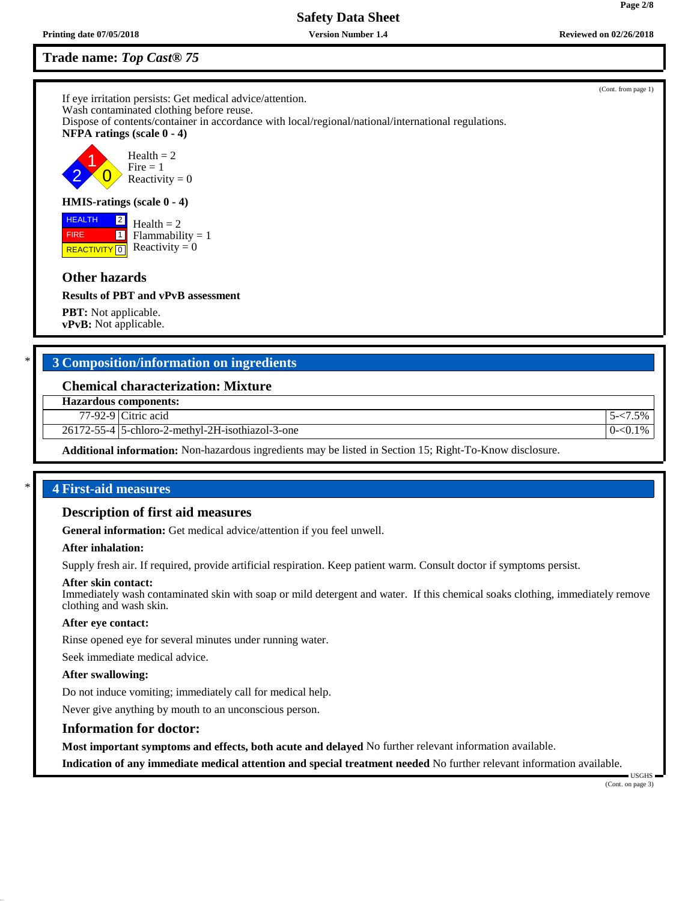**Trade name: *Top Cast® 75***

(Cont. from page 1)

If eye irritation persists: Get medical advice/attention.
Wash contaminated clothing before reuse.
Dispose of contents/container in accordance with local/regional/national/international regulations.

**NFPA ratings (scale 0 - 4)**

Health = 2
Fire = 1
Reactivity = 0

**HMIS-ratings (scale 0 - 4)**

| | |
|---|---|
| HEALTH | 2 |
| FIRE | 1 |
| REACTIVITY | 0 |

Health = 2
Flammability = 1
Reactivity = 0

### Other hazards

**Results of PBT and vPvB assessment**

**PBT:** Not applicable.
**vPvB:** Not applicable.

## * 3 Composition/information on ingredients

### Chemical characterization: Mixture

| Hazardous components: | | |
|---|---|---|
| 77-92-9 | Citric acid | 5-<7.5% |
| 26172-55-4 | 5-chloro-2-methyl-2H-isothiazol-3-one | 0-<0.1% |

**Additional information:** Non-hazardous ingredients may be listed in Section 15; Right-To-Know disclosure.

## * 4 First-aid measures

### Description of first aid measures

**General information:** Get medical advice/attention if you feel unwell.

**After inhalation:**

Supply fresh air. If required, provide artificial respiration. Keep patient warm. Consult doctor if symptoms persist.

**After skin contact:**
Immediately wash contaminated skin with soap or mild detergent and water. If this chemical soaks clothing, immediately remove clothing and wash skin.

**After eye contact:**

Rinse opened eye for several minutes under running water.

Seek immediate medical advice.

**After swallowing:**

Do not induce vomiting; immediately call for medical help.

Never give anything by mouth to an unconscious person.

### Information for doctor:

**Most important symptoms and effects, both acute and delayed** No further relevant information available.

**Indication of any immediate medical attention and special treatment needed** No further relevant information available.

(Cont. on page 3)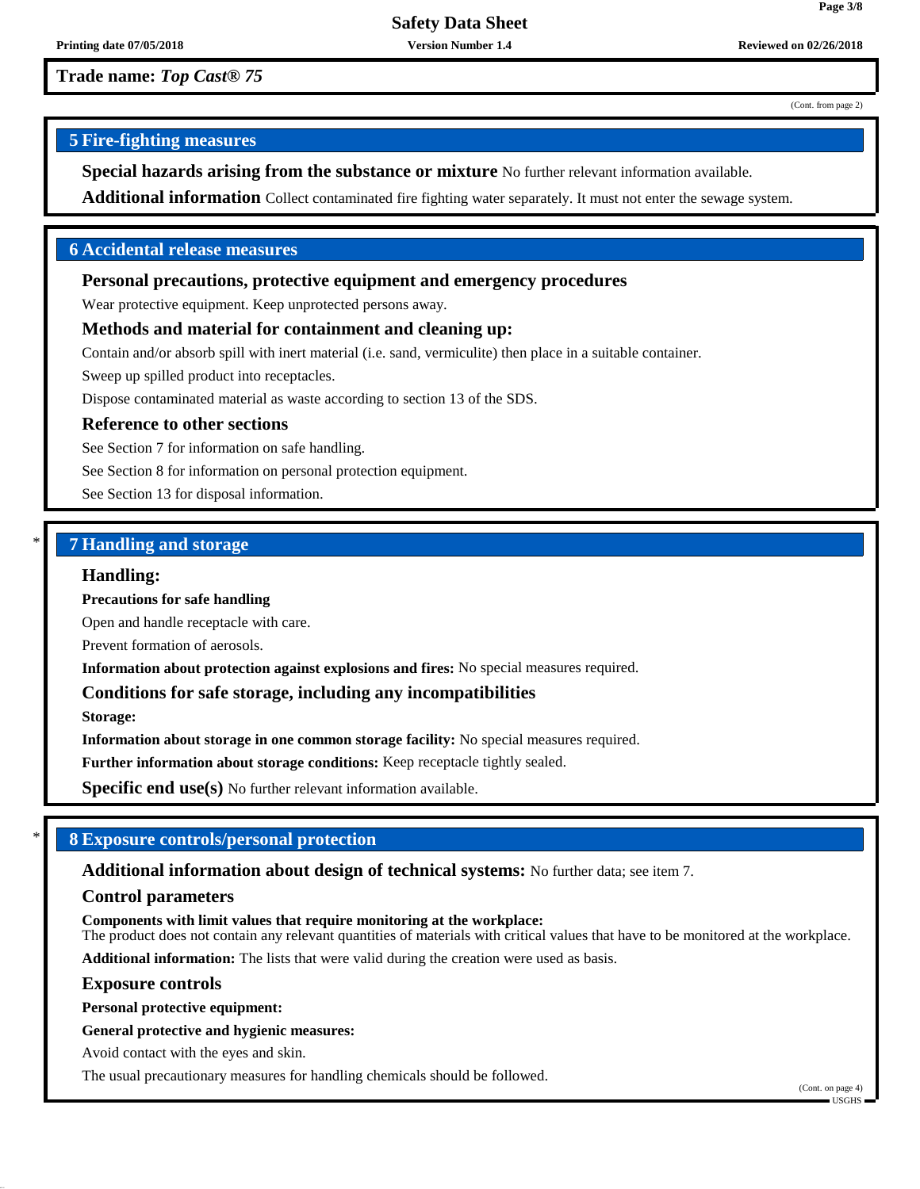Trade name: *Top Cast® 75*

(Cont. from page 2)

## 5 Fire-fighting measures

**Special hazards arising from the substance or mixture** No further relevant information available.

**Additional information** Collect contaminated fire fighting water separately. It must not enter the sewage system.

## 6 Accidental release measures

### Personal precautions, protective equipment and emergency procedures

Wear protective equipment. Keep unprotected persons away.

### Methods and material for containment and cleaning up:

Contain and/or absorb spill with inert material (i.e. sand, vermiculite) then place in a suitable container.

Sweep up spilled product into receptacles.

Dispose contaminated material as waste according to section 13 of the SDS.

### Reference to other sections

See Section 7 for information on safe handling.

See Section 8 for information on personal protection equipment.

See Section 13 for disposal information.

## * 7 Handling and storage

### Handling:

**Precautions for safe handling**

Open and handle receptacle with care.

Prevent formation of aerosols.

**Information about protection against explosions and fires:** No special measures required.

### Conditions for safe storage, including any incompatibilities

**Storage:**

**Information about storage in one common storage facility:** No special measures required.

**Further information about storage conditions:** Keep receptacle tightly sealed.

**Specific end use(s)** No further relevant information available.

## * 8 Exposure controls/personal protection

**Additional information about design of technical systems:** No further data; see item 7.

### Control parameters

**Components with limit values that require monitoring at the workplace:**
The product does not contain any relevant quantities of materials with critical values that have to be monitored at the workplace.

**Additional information:** The lists that were valid during the creation were used as basis.

### Exposure controls

**Personal protective equipment:**

**General protective and hygienic measures:**

Avoid contact with the eyes and skin.

The usual precautionary measures for handling chemicals should be followed.

(Cont. on page 4)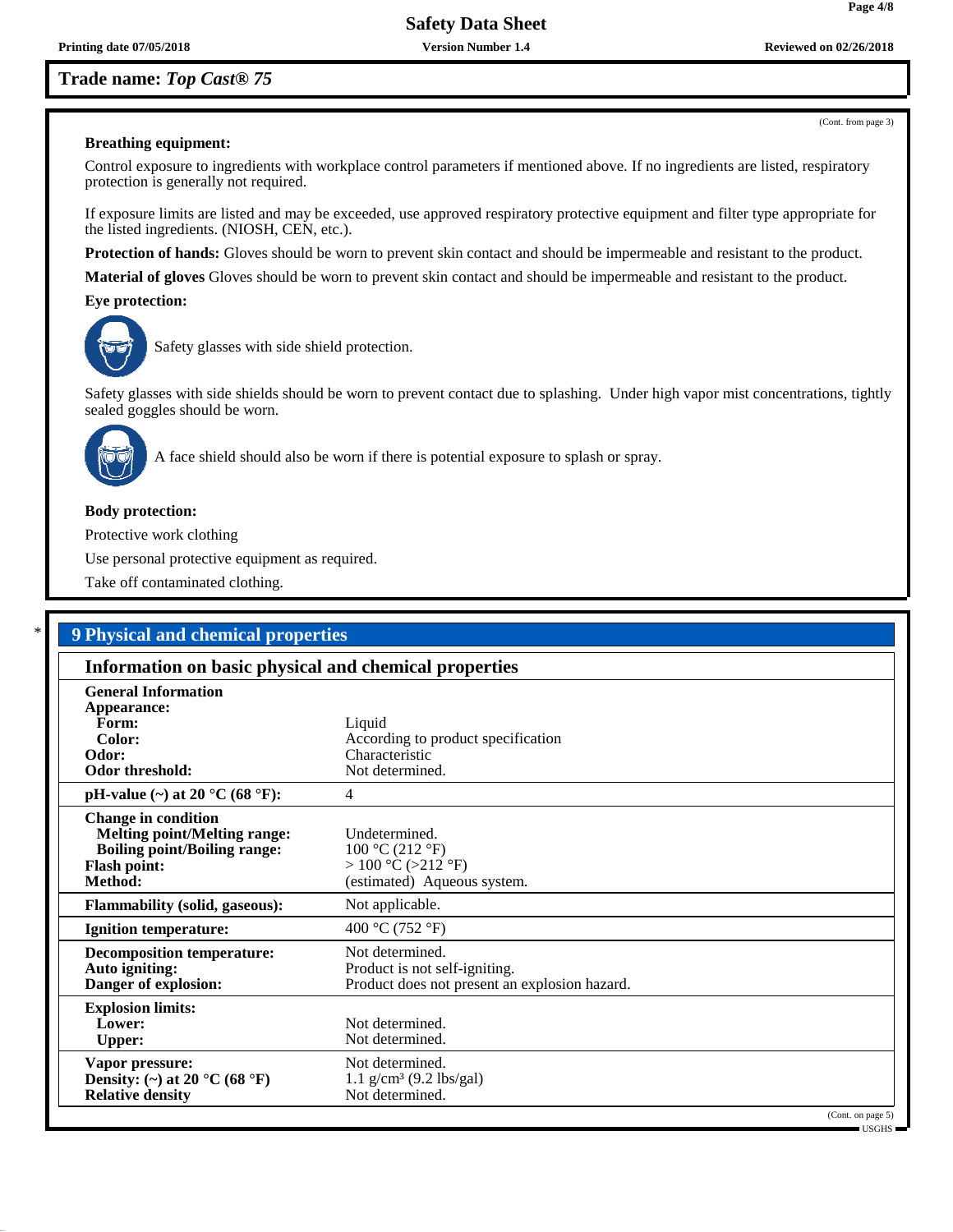**Trade name: *Top Cast® 75***

(Cont. from page 3)

**Breathing equipment:**

Control exposure to ingredients with workplace control parameters if mentioned above. If no ingredients are listed, respiratory protection is generally not required.

If exposure limits are listed and may be exceeded, use approved respiratory protective equipment and filter type appropriate for the listed ingredients. (NIOSH, CEN, etc.).

**Protection of hands:** Gloves should be worn to prevent skin contact and should be impermeable and resistant to the product.

**Material of gloves** Gloves should be worn to prevent skin contact and should be impermeable and resistant to the product.

**Eye protection:**

Safety glasses with side shield protection.

Safety glasses with side shields should be worn to prevent contact due to splashing. Under high vapor mist concentrations, tightly sealed goggles should be worn.

A face shield should also be worn if there is potential exposure to splash or spray.

**Body protection:**

Protective work clothing

Use personal protective equipment as required.

Take off contaminated clothing.

## 9 Physical and chemical properties

### Information on basic physical and chemical properties

| | |
|---|---|
| **General Information** | |
| **Appearance:** | |
| **Form:** | Liquid |
| **Color:** | According to product specification |
| **Odor:** | Characteristic |
| **Odor threshold:** | Not determined. |
| **pH-value (~) at 20 °C (68 °F):** | 4 |
| **Change in condition** | |
| **Melting point/Melting range:** | Undetermined. |
| **Boiling point/Boiling range:** | 100 °C (212 °F) |
| **Flash point:** | > 100 °C (>212 °F) |
| **Method:** | (estimated) Aqueous system. |
| **Flammability (solid, gaseous):** | Not applicable. |
| **Ignition temperature:** | 400 °C (752 °F) |
| **Decomposition temperature:** | Not determined. |
| **Auto igniting:** | Product is not self-igniting. |
| **Danger of explosion:** | Product does not present an explosion hazard. |
| **Explosion limits:** | |
| **Lower:** | Not determined. |
| **Upper:** | Not determined. |
| **Vapor pressure:** | Not determined. |
| **Density: (~) at 20 °C (68 °F)** | 1.1 g/cm³ (9.2 lbs/gal) |
| **Relative density** | Not determined. |

(Cont. on page 5)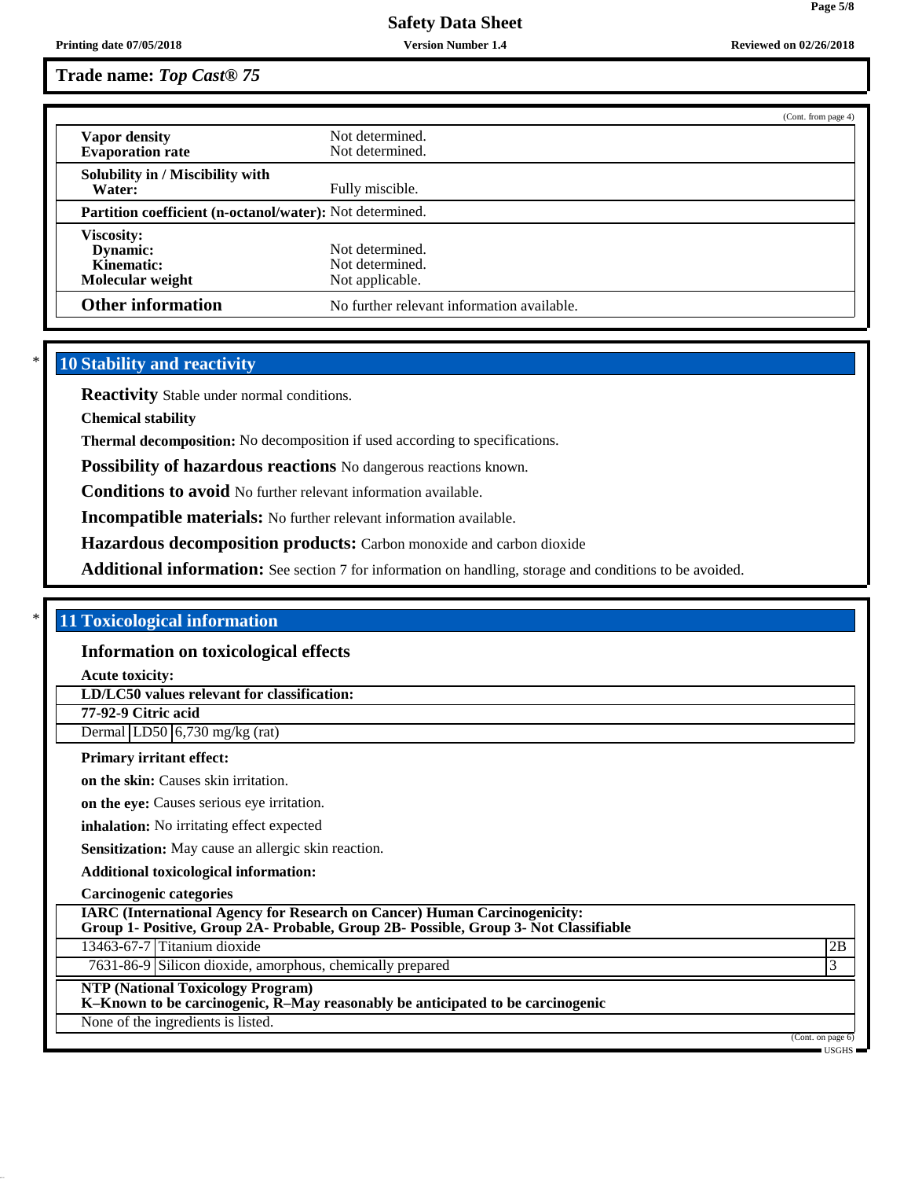Trade name: *Top Cast® 75*

(Cont. from page 4)

| | |
|---|---|
| **Vapor density** | Not determined. |
| **Evaporation rate** | Not determined. |
| **Solubility in / Miscibility with Water:** | Fully miscible. |
| **Partition coefficient (n-octanol/water):** | Not determined. |
| **Viscosity:** | |
| **Dynamic:** | Not determined. |
| **Kinematic:** | Not determined. |
| **Molecular weight** | Not applicable. |
| **Other information** | No further relevant information available. |

\* 

## 10 Stability and reactivity

**Reactivity** Stable under normal conditions.

**Chemical stability**

**Thermal decomposition:** No decomposition if used according to specifications.

**Possibility of hazardous reactions** No dangerous reactions known.

**Conditions to avoid** No further relevant information available.

**Incompatible materials:** No further relevant information available.

**Hazardous decomposition products:** Carbon monoxide and carbon dioxide

**Additional information:** See section 7 for information on handling, storage and conditions to be avoided.

\* 

## 11 Toxicological information

### Information on toxicological effects

**Acute toxicity:**

| **LD/LC50 values relevant for classification:** | | |
|---|---|---|
| **77-92-9 Citric acid** | | |
| Dermal | LD50 | 6,730 mg/kg (rat) |

**Primary irritant effect:**

**on the skin:** Causes skin irritation.

**on the eye:** Causes serious eye irritation.

**inhalation:** No irritating effect expected

**Sensitization:** May cause an allergic skin reaction.

**Additional toxicological information:**

**Carcinogenic categories**

| **IARC (International Agency for Research on Cancer) Human Carcinogenicity: Group 1- Positive, Group 2A- Probable, Group 2B- Possible, Group 3- Not Classifiable** | | |
|---|---|---|
| 13463-67-7 | Titanium dioxide | 2B |
| 7631-86-9 | Silicon dioxide, amorphous, chemically prepared | 3 |

| **NTP (National Toxicology Program) K–Known to be carcinogenic, R–May reasonably be anticipated to be carcinogenic** |
|---|
| None of the ingredients is listed. |

(Cont. on page 6)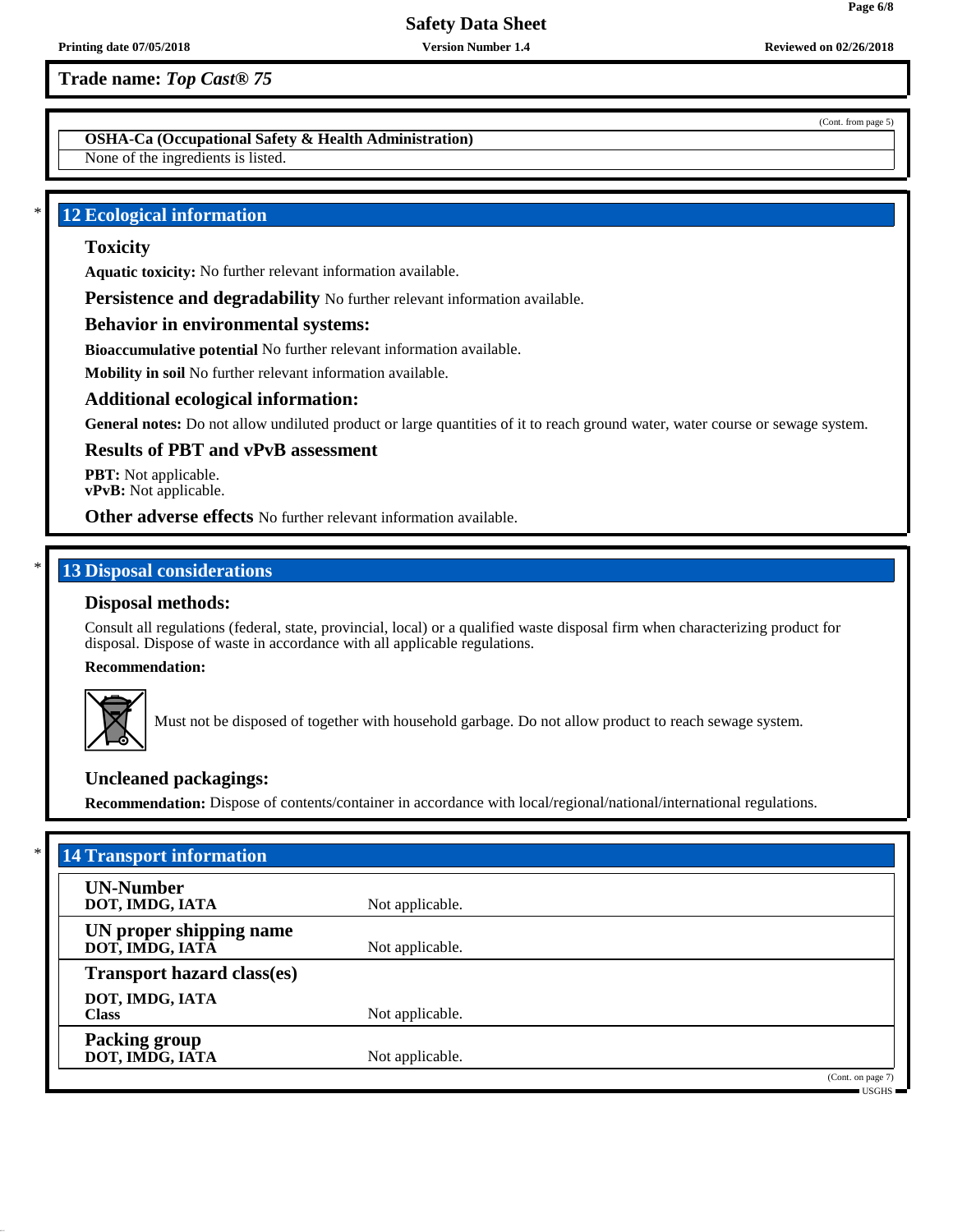Trade name: *Top Cast® 75*

(Cont. from page 5)

| OSHA-Ca (Occupational Safety & Health Administration) |
|---|
| None of the ingredients is listed. |

## * 12 Ecological information

### Toxicity

**Aquatic toxicity:** No further relevant information available.

**Persistence and degradability** No further relevant information available.

### Behavior in environmental systems:

**Bioaccumulative potential** No further relevant information available.

**Mobility in soil** No further relevant information available.

### Additional ecological information:

**General notes:** Do not allow undiluted product or large quantities of it to reach ground water, water course or sewage system.

### Results of PBT and vPvB assessment

**PBT:** Not applicable.
**vPvB:** Not applicable.

**Other adverse effects** No further relevant information available.

## * 13 Disposal considerations

### Disposal methods:

Consult all regulations (federal, state, provincial, local) or a qualified waste disposal firm when characterizing product for disposal. Dispose of waste in accordance with all applicable regulations.

**Recommendation:**

Must not be disposed of together with household garbage. Do not allow product to reach sewage system.

### Uncleaned packagings:

**Recommendation:** Dispose of contents/container in accordance with local/regional/national/international regulations.

## * 14 Transport information

| | |
|---|---|
| **UN-Number**<br>**DOT, IMDG, IATA** | Not applicable. |
| **UN proper shipping name**<br>**DOT, IMDG, IATA** | Not applicable. |
| **Transport hazard class(es)** | |
| **DOT, IMDG, IATA**<br>**Class** | Not applicable. |
| **Packing group**<br>**DOT, IMDG, IATA** | Not applicable. |

(Cont. on page 7)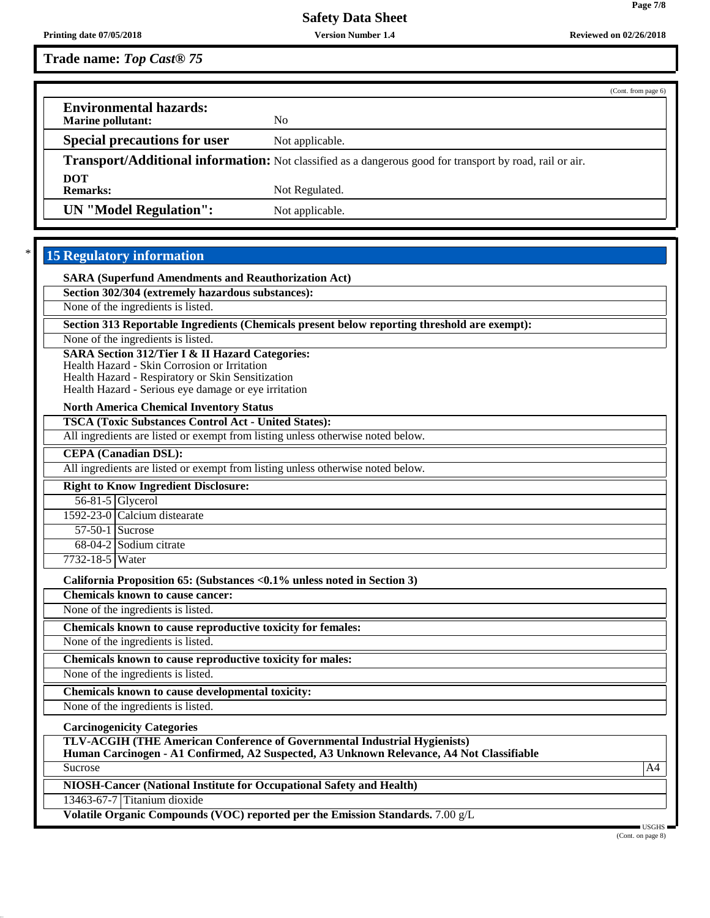Trade name: *Top Cast® 75*

(Cont. from page 6)

**Environmental hazards:**

| | |
|---|---|
| **Marine pollutant:** | No |
| **Special precautions for user** | Not applicable. |
| **Transport/Additional information:** | Not classified as a dangerous good for transport by road, rail or air. |
| **DOT Remarks:** | Not Regulated. |
| **UN "Model Regulation":** | Not applicable. |

\* 

## 15 Regulatory information

**SARA (Superfund Amendments and Reauthorization Act)**

**Section 302/304 (extremely hazardous substances):**

None of the ingredients is listed.

**Section 313 Reportable Ingredients (Chemicals present below reporting threshold are exempt):**

None of the ingredients is listed.

**SARA Section 312/Tier I & II Hazard Categories:**
Health Hazard - Skin Corrosion or Irritation
Health Hazard - Respiratory or Skin Sensitization
Health Hazard - Serious eye damage or eye irritation

**North America Chemical Inventory Status**

**TSCA (Toxic Substances Control Act - United States):**

All ingredients are listed or exempt from listing unless otherwise noted below.

**CEPA (Canadian DSL):**

All ingredients are listed or exempt from listing unless otherwise noted below.

**Right to Know Ingredient Disclosure:**

| CAS | Name |
|---|---|
| 56-81-5 | Glycerol |
| 1592-23-0 | Calcium distearate |
| 57-50-1 | Sucrose |
| 68-04-2 | Sodium citrate |
| 7732-18-5 | Water |

**California Proposition 65: (Substances <0.1% unless noted in Section 3)**

**Chemicals known to cause cancer:**

None of the ingredients is listed.

**Chemicals known to cause reproductive toxicity for females:**

None of the ingredients is listed.

**Chemicals known to cause reproductive toxicity for males:**

None of the ingredients is listed.

**Chemicals known to cause developmental toxicity:**

None of the ingredients is listed.

**Carcinogenicity Categories**

**TLV-ACGIH (THE American Conference of Governmental Industrial Hygienists)**
**Human Carcinogen - A1 Confirmed, A2 Suspected, A3 Unknown Relevance, A4 Not Classifiable**

| Substance | Category |
|---|---|
| Sucrose | A4 |

**NIOSH-Cancer (National Institute for Occupational Safety and Health)**

| CAS | Name |
|---|---|
| 13463-67-7 | Titanium dioxide |

**Volatile Organic Compounds (VOC) reported per the Emission Standards.** 7.00 g/L

(Cont. on page 8)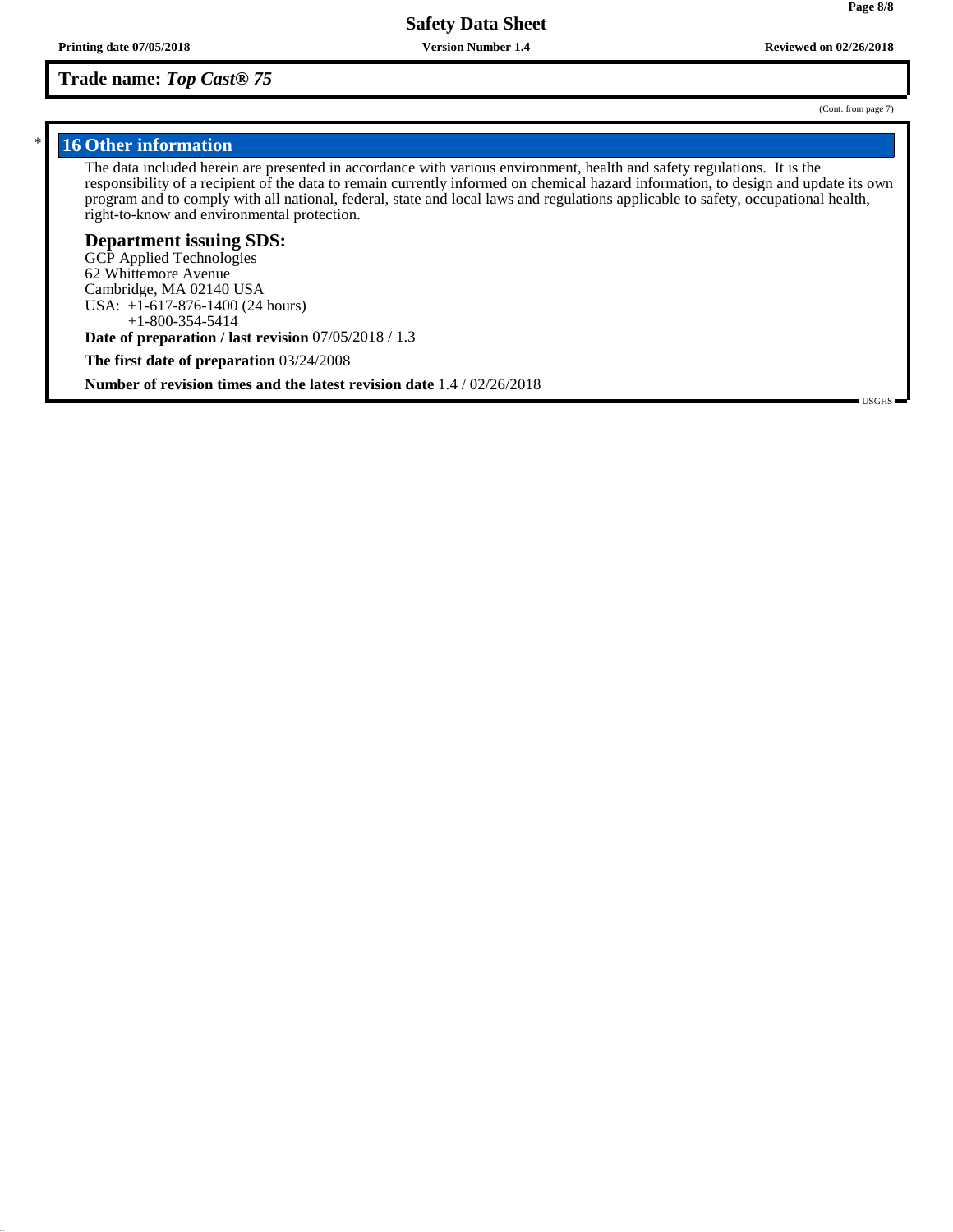## 16 Other information

The data included herein are presented in accordance with various environment, health and safety regulations. It is the responsibility of a recipient of the data to remain currently informed on chemical hazard information, to design and update its own program and to comply with all national, federal, state and local laws and regulations applicable to safety, occupational health, right-to-know and environmental protection.

### Department issuing SDS:

GCP Applied Technologies
62 Whittemore Avenue
Cambridge, MA 02140 USA
USA: +1-617-876-1400 (24 hours)
+1-800-354-5414

**Date of preparation / last revision** 07/05/2018 / 1.3

**The first date of preparation** 03/24/2008

**Number of revision times and the latest revision date** 1.4 / 02/26/2018